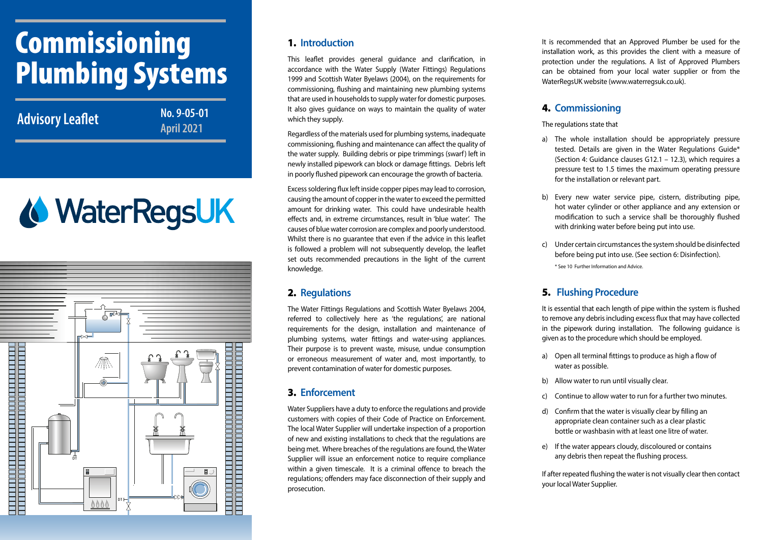# Commissioning Plumbing Systems

## Advisory Leaflet

No. 9-05-01
April 2021

WaterRegsUK

## 1. Introduction

This leaflet provides general guidance and clarification, in accordance with the Water Supply (Water Fittings) Regulations 1999 and Scottish Water Byelaws (2004), on the requirements for commissioning, flushing and maintaining new plumbing systems that are used in households to supply water for domestic purposes. It also gives guidance on ways to maintain the quality of water which they supply.

Regardless of the materials used for plumbing systems, inadequate commissioning, flushing and maintenance can affect the quality of the water supply. Building debris or pipe trimmings (swarf) left in newly installed pipework can block or damage fittings. Debris left in poorly flushed pipework can encourage the growth of bacteria.

Excess soldering flux left inside copper pipes may lead to corrosion, causing the amount of copper in the water to exceed the permitted amount for drinking water. This could have undesirable health effects and, in extreme circumstances, result in 'blue water'. The causes of blue water corrosion are complex and poorly understood. Whilst there is no guarantee that even if the advice in this leaflet is followed a problem will not subsequently develop, the leaflet set outs recommended precautions in the light of the current knowledge.

## 2. Regulations

The Water Fittings Regulations and Scottish Water Byelaws 2004, referred to collectively here as 'the regulations', are national requirements for the design, installation and maintenance of plumbing systems, water fittings and water-using appliances. Their purpose is to prevent waste, misuse, undue consumption or erroneous measurement of water and, most importantly, to prevent contamination of water for domestic purposes.

## 3. Enforcement

Water Suppliers have a duty to enforce the regulations and provide customers with copies of their Code of Practice on Enforcement. The local Water Supplier will undertake inspection of a proportion of new and existing installations to check that the regulations are being met. Where breaches of the regulations are found, the Water Supplier will issue an enforcement notice to require compliance within a given timescale. It is a criminal offence to breach the regulations; offenders may face disconnection of their supply and prosecution.

It is recommended that an Approved Plumber be used for the installation work, as this provides the client with a measure of protection under the regulations. A list of Approved Plumbers can be obtained from your local water supplier or from the WaterRegsUK website (www.waterregsuk.co.uk).

## 4. Commissioning

The regulations state that

a) The whole installation should be appropriately pressure tested. Details are given in the Water Regulations Guide* (Section 4: Guidance clauses G12.1 – 12.3), which requires a pressure test to 1.5 times the maximum operating pressure for the installation or relevant part.

b) Every new water service pipe, cistern, distributing pipe, hot water cylinder or other appliance and any extension or modification to such a service shall be thoroughly flushed with drinking water before being put into use.

c) Under certain circumstances the system should be disinfected before being put into use. (See section 6: Disinfection).

\* See 10 Further Information and Advice.

## 5. Flushing Procedure

It is essential that each length of pipe within the system is flushed to remove any debris including excess flux that may have collected in the pipework during installation. The following guidance is given as to the procedure which should be employed.

a) Open all terminal fittings to produce as high a flow of water as possible.

b) Allow water to run until visually clear.

c) Continue to allow water to run for a further two minutes.

d) Confirm that the water is visually clear by filling an appropriate clean container such as a clear plastic bottle or washbasin with at least one litre of water.

e) If the water appears cloudy, discoloured or contains any debris then repeat the flushing process.

If after repeated flushing the water is not visually clear then contact your local Water Supplier.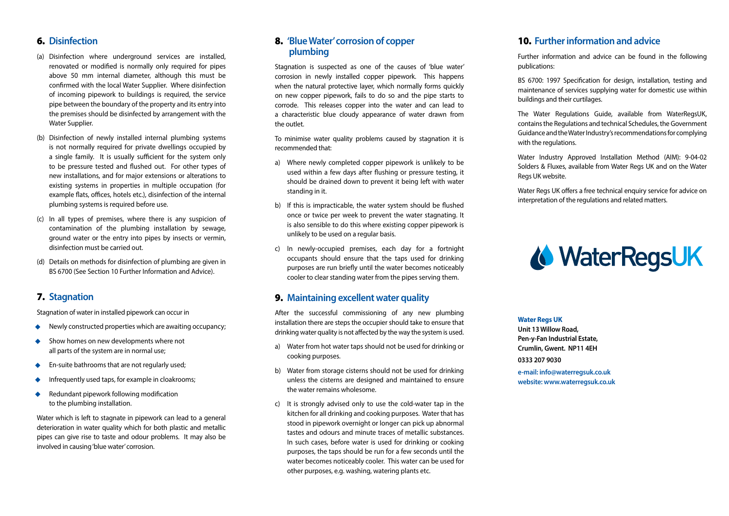## 6. Disinfection

(a) Disinfection where underground services are installed, renovated or modified is normally only required for pipes above 50 mm internal diameter, although this must be confirmed with the local Water Supplier. Where disinfection of incoming pipework to buildings is required, the service pipe between the boundary of the property and its entry into the premises should be disinfected by arrangement with the Water Supplier.

(b) Disinfection of newly installed internal plumbing systems is not normally required for private dwellings occupied by a single family. It is usually sufficient for the system only to be pressure tested and flushed out. For other types of new installations, and for major extensions or alterations to existing systems in properties in multiple occupation (for example flats, offices, hotels etc.), disinfection of the internal plumbing systems is required before use.

(c) In all types of premises, where there is any suspicion of contamination of the plumbing installation by sewage, ground water or the entry into pipes by insects or vermin, disinfection must be carried out.

(d) Details on methods for disinfection of plumbing are given in BS 6700 (See Section 10 Further Information and Advice).

## 7. Stagnation

Stagnation of water in installed pipework can occur in

- Newly constructed properties which are awaiting occupancy;
- Show homes on new developments where not all parts of the system are in normal use;
- En-suite bathrooms that are not regularly used;
- Infrequently used taps, for example in cloakrooms;
- Redundant pipework following modification to the plumbing installation.

Water which is left to stagnate in pipework can lead to a general deterioration in water quality which for both plastic and metallic pipes can give rise to taste and odour problems. It may also be involved in causing 'blue water' corrosion.

## 8. 'Blue Water' corrosion of copper plumbing

Stagnation is suspected as one of the causes of 'blue water' corrosion in newly installed copper pipework. This happens when the natural protective layer, which normally forms quickly on new copper pipework, fails to do so and the pipe starts to corrode. This releases copper into the water and can lead to a characteristic blue cloudy appearance of water drawn from the outlet.

To minimise water quality problems caused by stagnation it is recommended that:

a) Where newly completed copper pipework is unlikely to be used within a few days after flushing or pressure testing, it should be drained down to prevent it being left with water standing in it.

b) If this is impracticable, the water system should be flushed once or twice per week to prevent the water stagnating. It is also sensible to do this where existing copper pipework is unlikely to be used on a regular basis.

c) In newly-occupied premises, each day for a fortnight occupants should ensure that the taps used for drinking purposes are run briefly until the water becomes noticeably cooler to clear standing water from the pipes serving them.

## 9. Maintaining excellent water quality

After the successful commissioning of any new plumbing installation there are steps the occupier should take to ensure that drinking water quality is not affected by the way the system is used.

a) Water from hot water taps should not be used for drinking or cooking purposes.

b) Water from storage cisterns should not be used for drinking unless the cisterns are designed and maintained to ensure the water remains wholesome.

c) It is strongly advised only to use the cold-water tap in the kitchen for all drinking and cooking purposes. Water that has stood in pipework overnight or longer can pick up abnormal tastes and odours and minute traces of metallic substances. In such cases, before water is used for drinking or cooking purposes, the taps should be run for a few seconds until the water becomes noticeably cooler. This water can be used for other purposes, e.g. washing, watering plants etc.

## 10. Further information and advice

Further information and advice can be found in the following publications:

BS 6700: 1997 Specification for design, installation, testing and maintenance of services supplying water for domestic use within buildings and their curtilages.

The Water Regulations Guide, available from WaterRegsUK, contains the Regulations and technical Schedules, the Government Guidance and the Water Industry's recommendations for complying with the regulations.

Water Industry Approved Installation Method (AIM): 9-04-02 Solders & Fluxes, available from Water Regs UK and on the Water Regs UK website.

Water Regs UK offers a free technical enquiry service for advice on interpretation of the regulations and related matters.

WaterRegsUK

**Water Regs UK**
**Unit 13 Willow Road,**
**Pen-y-Fan Industrial Estate,**
**Crumlin, Gwent. NP11 4EH**
**0333 207 9030**

**e-mail: info@waterregsuk.co.uk**
**website: www.waterregsuk.co.uk**